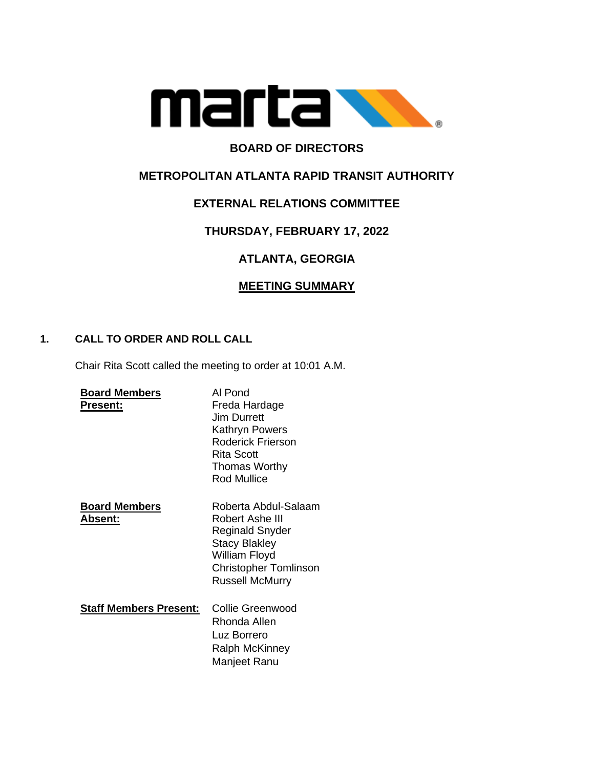**BOARD OF DIRECTORS**

**METROPOLITAN ATLANTA RAPID TRANSIT AUTHORITY**

**EXTERNAL RELATIONS COMMITTEE**

**THURSDAY, FEBRUARY 17, 2022**

**ATLANTA, GEORGIA**

**MEETING SUMMARY**

## 1. CALL TO ORDER AND ROLL CALL

Chair Rita Scott called the meeting to order at 10:01 A.M.

**Board Members Present:**
Al Pond
Freda Hardage
Jim Durrett
Kathryn Powers
Roderick Frierson
Rita Scott
Thomas Worthy
Rod Mullice

**Board Members Absent:**
Roberta Abdul-Salaam
Robert Ashe III
Reginald Snyder
Stacy Blakley
William Floyd
Christopher Tomlinson
Russell McMurry

**Staff Members Present:**
Collie Greenwood
Rhonda Allen
Luz Borrero
Ralph McKinney
Manjeet Ranu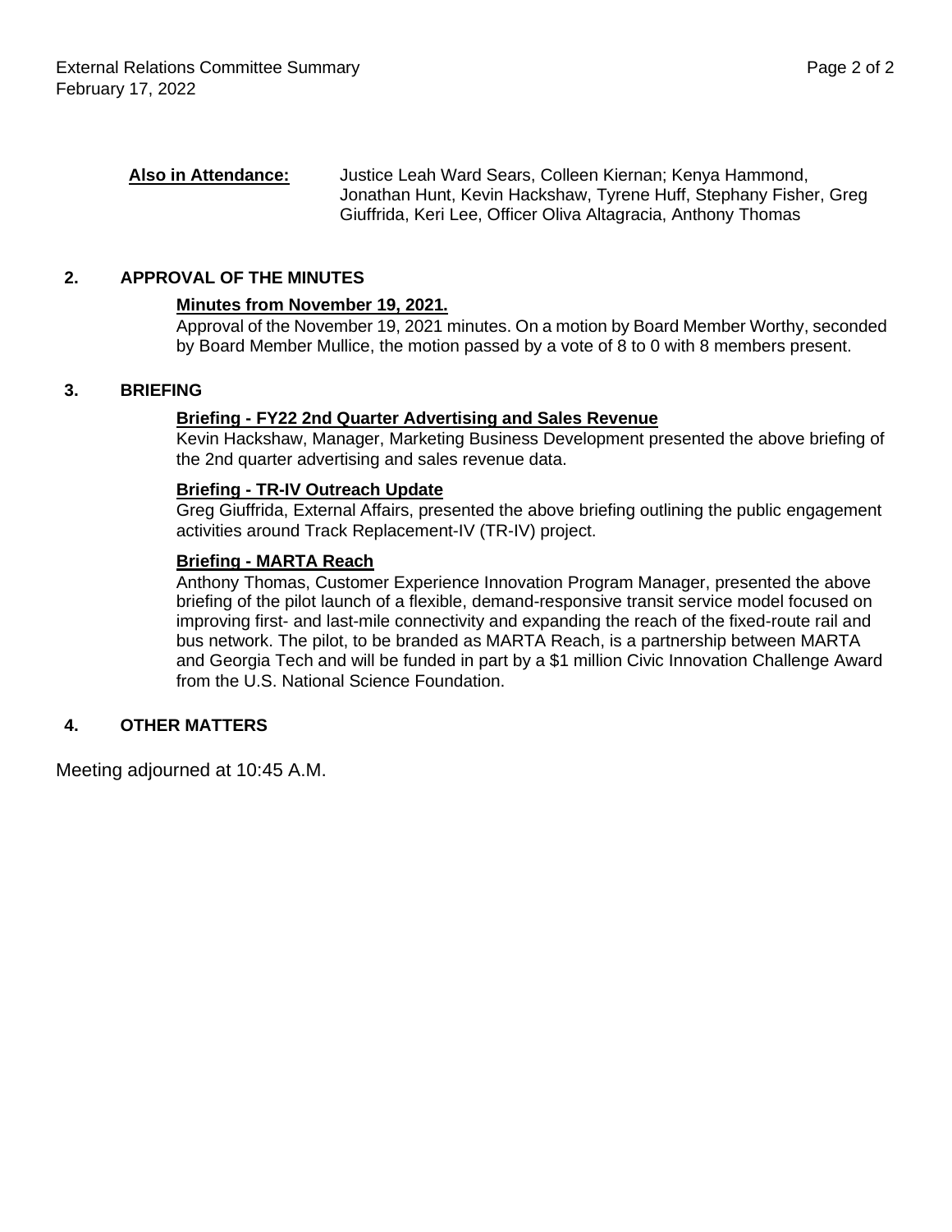**Also in Attendance:** Justice Leah Ward Sears, Colleen Kiernan; Kenya Hammond, Jonathan Hunt, Kevin Hackshaw, Tyrene Huff, Stephany Fisher, Greg Giuffrida, Keri Lee, Officer Oliva Altagracia, Anthony Thomas

## 2. APPROVAL OF THE MINUTES

**Minutes from November 19, 2021.**

Approval of the November 19, 2021 minutes. On a motion by Board Member Worthy, seconded by Board Member Mullice, the motion passed by a vote of 8 to 0 with 8 members present.

## 3. BRIEFING

**Briefing - FY22 2nd Quarter Advertising and Sales Revenue**

Kevin Hackshaw, Manager, Marketing Business Development presented the above briefing of the 2nd quarter advertising and sales revenue data.

**Briefing - TR-IV Outreach Update**

Greg Giuffrida, External Affairs, presented the above briefing outlining the public engagement activities around Track Replacement-IV (TR-IV) project.

**Briefing - MARTA Reach**

Anthony Thomas, Customer Experience Innovation Program Manager, presented the above briefing of the pilot launch of a flexible, demand-responsive transit service model focused on improving first- and last-mile connectivity and expanding the reach of the fixed-route rail and bus network. The pilot, to be branded as MARTA Reach, is a partnership between MARTA and Georgia Tech and will be funded in part by a $1 million Civic Innovation Challenge Award from the U.S. National Science Foundation.

## 4. OTHER MATTERS

Meeting adjourned at 10:45 A.M.